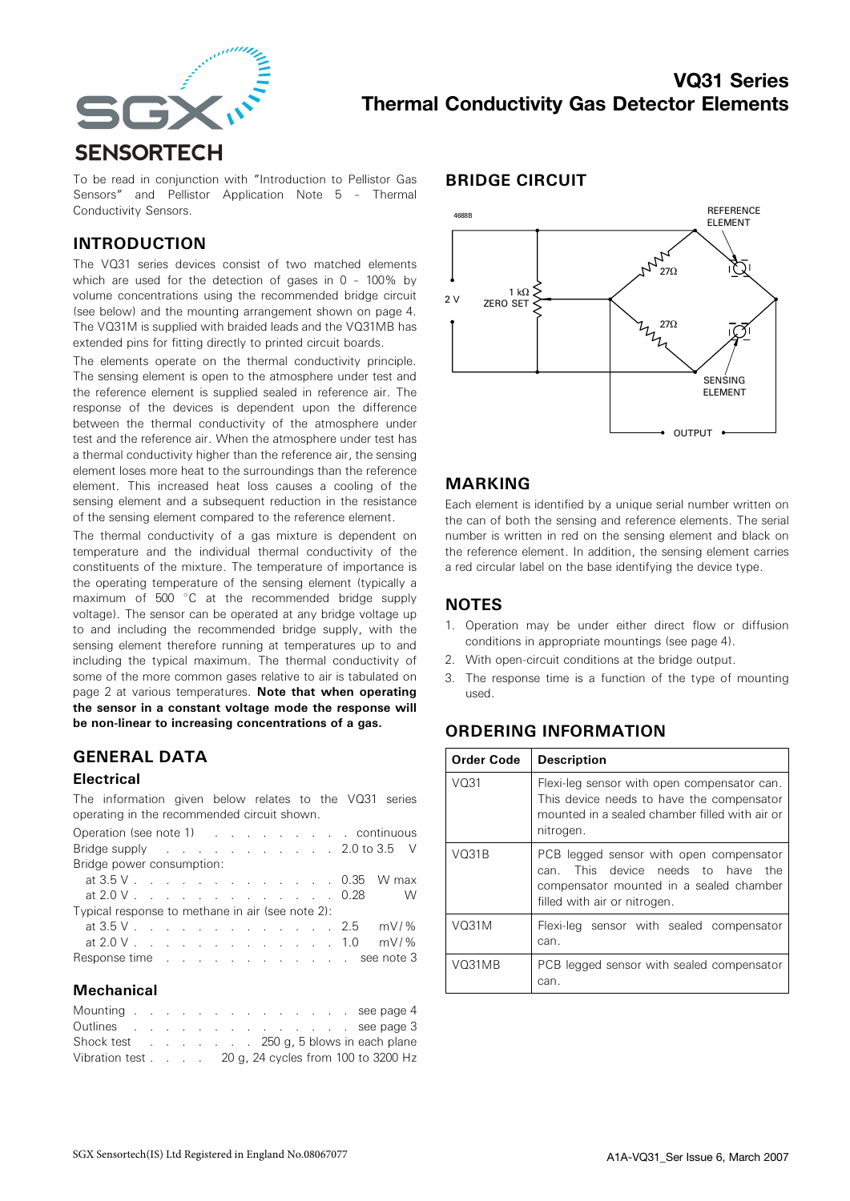# VQ31 Series
# Thermal Conductivity Gas Detector Elements

To be read in conjunction with "Introduction to Pellistor Gas Sensors" and Pellistor Application Note 5 – Thermal Conductivity Sensors.

## INTRODUCTION

The VQ31 series devices consist of two matched elements which are used for the detection of gases in 0 – 100% by volume concentrations using the recommended bridge circuit (see below) and the mounting arrangement shown on page 4. The VQ31M is supplied with braided leads and the VQ31MB has extended pins for fitting directly to printed circuit boards.

The elements operate on the thermal conductivity principle. The sensing element is open to the atmosphere under test and the reference element is supplied sealed in reference air. The response of the devices is dependent upon the difference between the thermal conductivity of the atmosphere under test and the reference air. When the atmosphere under test has a thermal conductivity higher than the reference air, the sensing element loses more heat to the surroundings than the reference element. This increased heat loss causes a cooling of the sensing element and a subsequent reduction in the resistance of the sensing element compared to the reference element.

The thermal conductivity of a gas mixture is dependent on temperature and the individual thermal conductivity of the constituents of the mixture. The temperature of importance is the operating temperature of the sensing element (typically a maximum of 500 °C at the recommended bridge supply voltage). The sensor can be operated at any bridge voltage up to and including the recommended bridge supply, with the sensing element therefore running at temperatures up to and including the typical maximum. The thermal conductivity of some of the more common gases relative to air is tabulated on page 2 at various temperatures. **Note that when operating the sensor in a constant voltage mode the response will be non-linear to increasing concentrations of a gas.**

## GENERAL DATA

### Electrical

The information given below relates to the VQ31 series operating in the recommended circuit shown.

| | |
|---|---|
| Operation (see note 1) | continuous |
| Bridge supply | 2.0 to 3.5 V |
| Bridge power consumption: | |
| at 3.5 V | 0.35 W max |
| at 2.0 V | 0.28 W |
| Typical response to methane in air (see note 2): | |
| at 3.5 V | 2.5 mV/% |
| at 2.0 V | 1.0 mV/% |
| Response time | see note 3 |

### Mechanical

| | |
|---|---|
| Mounting | see page 4 |
| Outlines | see page 3 |
| Shock test | 250 g, 5 blows in each plane |
| Vibration test | 20 g, 24 cycles from 100 to 3200 Hz |

## BRIDGE CIRCUIT

4688B

REFERENCE ELEMENT

27Ω

2 V

1 kΩ ZERO SET

27Ω

SENSING ELEMENT

OUTPUT

## MARKING

Each element is identified by a unique serial number written on the can of both the sensing and reference elements. The serial number is written in red on the sensing element and black on the reference element. In addition, the sensing element carries a red circular label on the base identifying the device type.

## NOTES

1. Operation may be under either direct flow or diffusion conditions in appropriate mountings (see page 4).
2. With open-circuit conditions at the bridge output.
3. The response time is a function of the type of mounting used.

## ORDERING INFORMATION

| Order Code | Description |
|---|---|
| VQ31 | Flexi-leg sensor with open compensator can. This device needs to have the compensator mounted in a sealed chamber filled with air or nitrogen. |
| VQ31B | PCB legged sensor with open compensator can. This device needs to have the compensator mounted in a sealed chamber filled with air or nitrogen. |
| VQ31M | Flexi-leg sensor with sealed compensator can. |
| VQ31MB | PCB legged sensor with sealed compensator can. |

SGX Sensortech(IS) Ltd Registered in England No.08067077

A1A-VQ31_Ser Issue 6, March 2007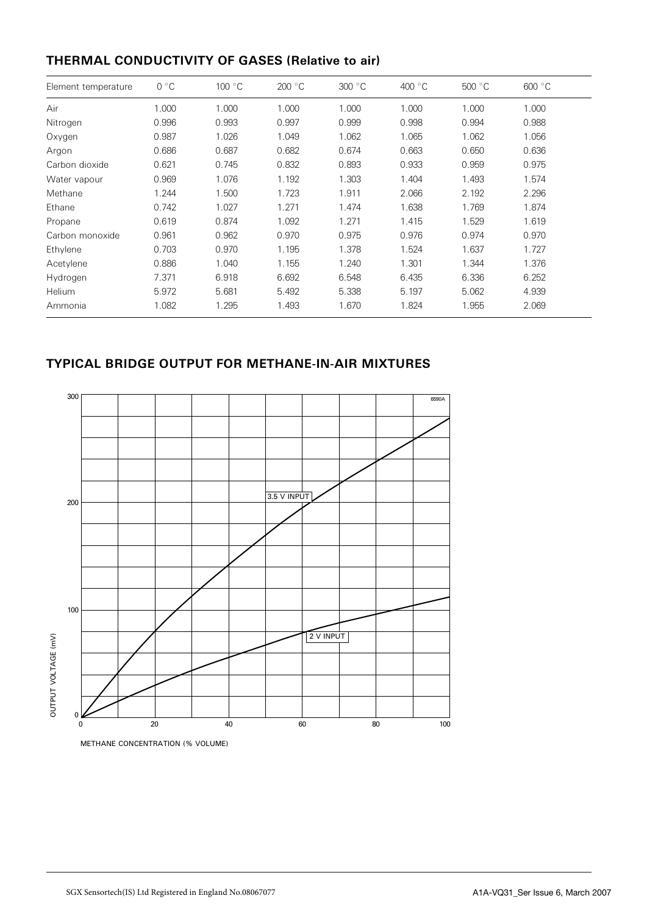## THERMAL CONDUCTIVITY OF GASES (Relative to air)

| Element temperature | 0 °C | 100 °C | 200 °C | 300 °C | 400 °C | 500 °C | 600 °C |
|---|---|---|---|---|---|---|---|
| Air | 1.000 | 1.000 | 1.000 | 1.000 | 1.000 | 1.000 | 1.000 |
| Nitrogen | 0.996 | 0.993 | 0.997 | 0.999 | 0.998 | 0.994 | 0.988 |
| Oxygen | 0.987 | 1.026 | 1.049 | 1.062 | 1.065 | 1.062 | 1.056 |
| Argon | 0.686 | 0.687 | 0.682 | 0.674 | 0.663 | 0.650 | 0.636 |
| Carbon dioxide | 0.621 | 0.745 | 0.832 | 0.893 | 0.933 | 0.959 | 0.975 |
| Water vapour | 0.969 | 1.076 | 1.192 | 1.303 | 1.404 | 1.493 | 1.574 |
| Methane | 1.244 | 1.500 | 1.723 | 1.911 | 2.066 | 2.192 | 2.296 |
| Ethane | 0.742 | 1.027 | 1.271 | 1.474 | 1.638 | 1.769 | 1.874 |
| Propane | 0.619 | 0.874 | 1.092 | 1.271 | 1.415 | 1.529 | 1.619 |
| Carbon monoxide | 0.961 | 0.962 | 0.970 | 0.975 | 0.976 | 0.974 | 0.970 |
| Ethylene | 0.703 | 0.970 | 1.195 | 1.378 | 1.524 | 1.637 | 1.727 |
| Acetylene | 0.886 | 1.040 | 1.155 | 1.240 | 1.301 | 1.344 | 1.376 |
| Hydrogen | 7.371 | 6.918 | 6.692 | 6.548 | 6.435 | 6.336 | 6.252 |
| Helium | 5.972 | 5.681 | 5.492 | 5.338 | 5.197 | 5.062 | 4.939 |
| Ammonia | 1.082 | 1.295 | 1.493 | 1.670 | 1.824 | 1.955 | 2.069 |

## TYPICAL BRIDGE OUTPUT FOR METHANE-IN-AIR MIXTURES

6590A

3.5 V INPUT

2 V INPUT

OUTPUT VOLTAGE (mV)

METHANE CONCENTRATION (% VOLUME)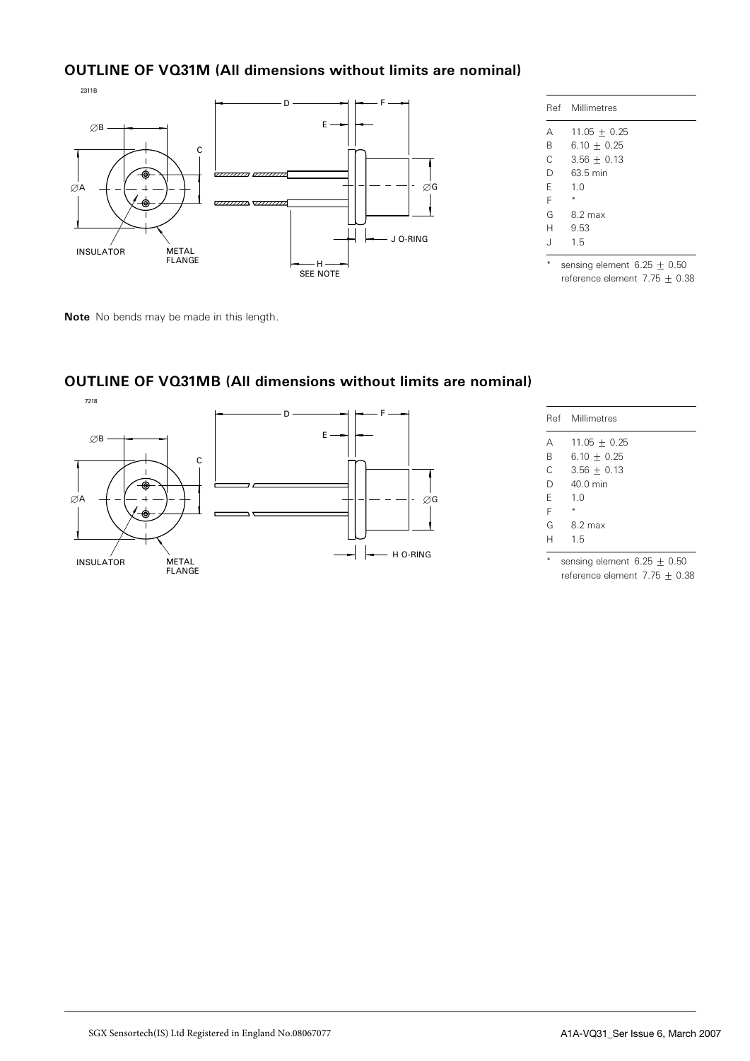## OUTLINE OF VQ31M (All dimensions without limits are nominal)

| Ref | Millimetres |
|---|---|
| A | 11.05 ± 0.25 |
| B | 6.10 ± 0.25 |
| C | 3.56 ± 0.13 |
| D | 63.5 min |
| E | 1.0 |
| F | * |
| G | 8.2 max |
| H | 9.53 |
| J | 1.5 |

\* sensing element 6.25 ± 0.50
reference element 7.75 ± 0.38

**Note** No bends may be made in this length.

## OUTLINE OF VQ31MB (All dimensions without limits are nominal)

| Ref | Millimetres |
|---|---|
| A | 11.05 ± 0.25 |
| B | 6.10 ± 0.25 |
| C | 3.56 ± 0.13 |
| D | 40.0 min |
| E | 1.0 |
| F | * |
| G | 8.2 max |
| H | 1.5 |

\* sensing element 6.25 ± 0.50
reference element 7.75 ± 0.38

SGX Sensortech(IS) Ltd Registered in England No.08067077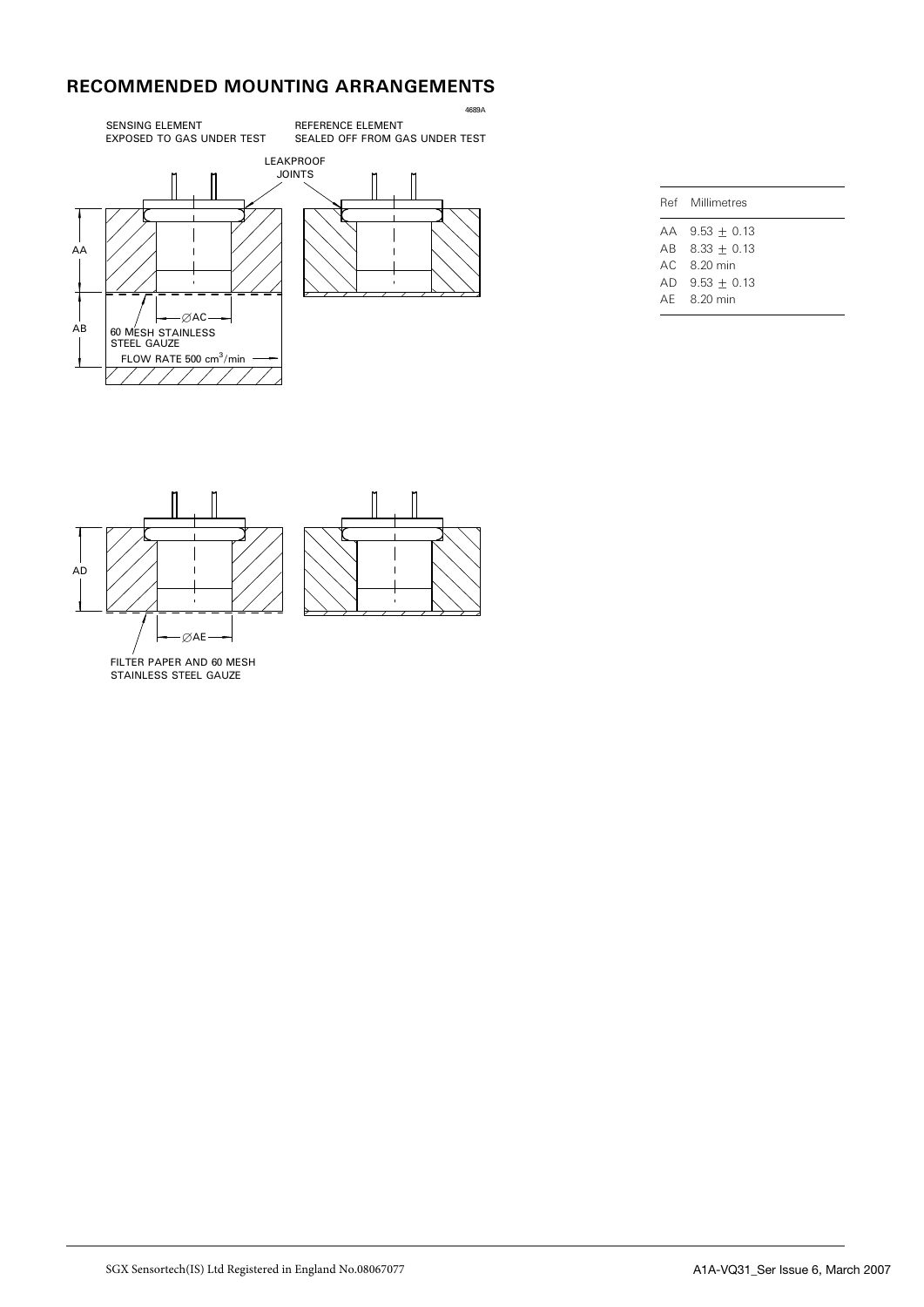## RECOMMENDED MOUNTING ARRANGEMENTS

4689A

SENSING ELEMENT EXPOSED TO GAS UNDER TEST

REFERENCE ELEMENT SEALED OFF FROM GAS UNDER TEST

LEAKPROOF JOINTS

AA

AB

∅AC

60 MESH STAINLESS STEEL GAUZE

FLOW RATE 500 $cm^3$/min

AD

∅AE

FILTER PAPER AND 60 MESH STAINLESS STEEL GAUZE

| Ref | Millimetres |
|---|---|
| AA | 9.53 ± 0.13 |
| AB | 8.33 ± 0.13 |
| AC | 8.20 min |
| AD | 9.53 ± 0.13 |
| AE | 8.20 min |

SGX Sensortech(IS) Ltd Registered in England No.08067077

A1A-VQ31_Ser Issue 6, March 2007